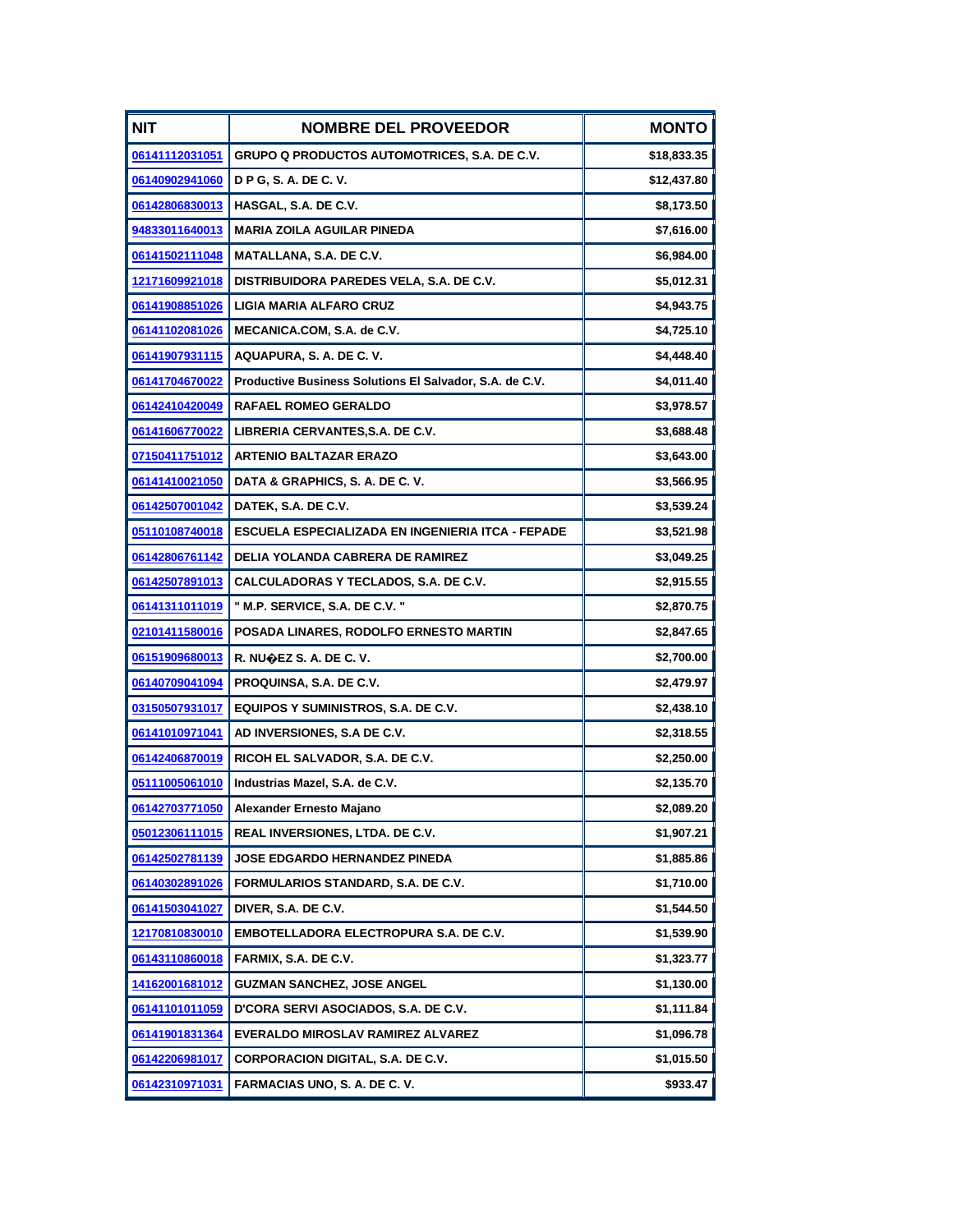| NIT | NOMBRE DEL PROVEEDOR | MONTO |
|---|---|---|
| 06141112031051 | GRUPO Q PRODUCTOS AUTOMOTRICES, S.A. DE C.V. | $18,833.35 |
| 06140902941060 | D P G, S. A. DE C. V. | $12,437.80 |
| 06142806830013 | HASGAL, S.A. DE C.V. | $8,173.50 |
| 94833011640013 | MARIA ZOILA AGUILAR PINEDA | $7,616.00 |
| 06141502111048 | MATALLANA, S.A. DE C.V. | $6,984.00 |
| 12171609921018 | DISTRIBUIDORA PAREDES VELA, S.A. DE C.V. | $5,012.31 |
| 06141908851026 | LIGIA MARIA ALFARO CRUZ | $4,943.75 |
| 06141102081026 | MECANICA.COM, S.A. de C.V. | $4,725.10 |
| 06141907931115 | AQUAPURA, S. A. DE C. V. | $4,448.40 |
| 06141704670022 | Productive Business Solutions El Salvador, S.A. de C.V. | $4,011.40 |
| 06142410420049 | RAFAEL ROMEO GERALDO | $3,978.57 |
| 06141606770022 | LIBRERIA CERVANTES,S.A. DE C.V. | $3,688.48 |
| 07150411751012 | ARTENIO BALTAZAR ERAZO | $3,643.00 |
| 06141410021050 | DATA & GRAPHICS, S. A. DE C. V. | $3,566.95 |
| 06142507001042 | DATEK, S.A. DE C.V. | $3,539.24 |
| 05110108740018 | ESCUELA ESPECIALIZADA EN INGENIERIA ITCA - FEPADE | $3,521.98 |
| 06142806761142 | DELIA YOLANDA CABRERA DE RAMIREZ | $3,049.25 |
| 06142507891013 | CALCULADORAS Y TECLADOS, S.A. DE C.V. | $2,915.55 |
| 06141311011019 | " M.P. SERVICE, S.A. DE C.V. " | $2,870.75 |
| 02101411580016 | POSADA LINARES, RODOLFO ERNESTO MARTIN | $2,847.65 |
| 06151909680013 | R. NU�EZ S. A. DE C. V. | $2,700.00 |
| 06140709041094 | PROQUINSA, S.A. DE C.V. | $2,479.97 |
| 03150507931017 | EQUIPOS Y SUMINISTROS, S.A. DE C.V. | $2,438.10 |
| 06141010971041 | AD INVERSIONES, S.A DE C.V. | $2,318.55 |
| 06142406870019 | RICOH EL SALVADOR, S.A. DE C.V. | $2,250.00 |
| 05111005061010 | Industrias Mazel, S.A. de C.V. | $2,135.70 |
| 06142703771050 | Alexander Ernesto Majano | $2,089.20 |
| 05012306111015 | REAL INVERSIONES, LTDA. DE C.V. | $1,907.21 |
| 06142502781139 | JOSE EDGARDO HERNANDEZ PINEDA | $1,885.86 |
| 06140302891026 | FORMULARIOS STANDARD, S.A. DE C.V. | $1,710.00 |
| 06141503041027 | DIVER, S.A. DE C.V. | $1,544.50 |
| 12170810830010 | EMBOTELLADORA ELECTROPURA S.A. DE C.V. | $1,539.90 |
| 06143110860018 | FARMIX, S.A. DE C.V. | $1,323.77 |
| 14162001681012 | GUZMAN SANCHEZ, JOSE ANGEL | $1,130.00 |
| 06141101011059 | D'CORA SERVI ASOCIADOS, S.A. DE C.V. | $1,111.84 |
| 06141901831364 | EVERALDO MIROSLAV RAMIREZ ALVAREZ | $1,096.78 |
| 06142206981017 | CORPORACION DIGITAL, S.A. DE C.V. | $1,015.50 |
| 06142310971031 | FARMACIAS UNO, S. A. DE C. V. | $933.47 |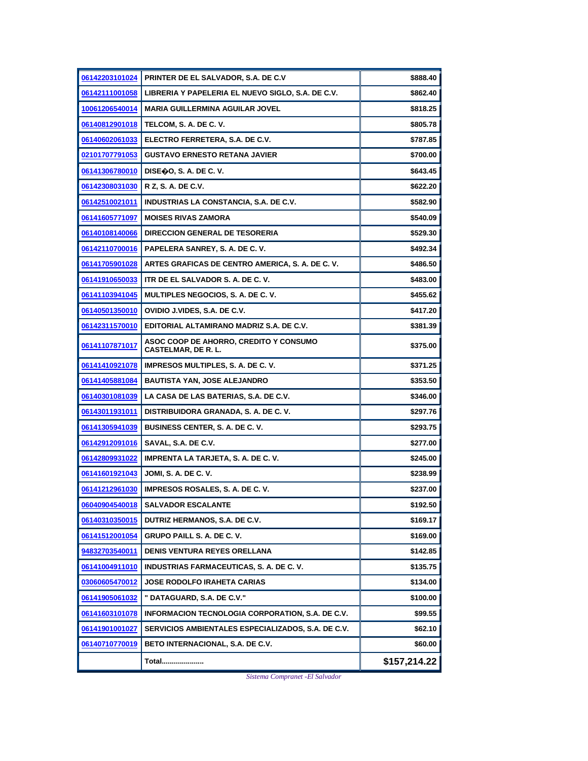| | | |
|---|---|---|
| 06142203101024 | PRINTER DE EL SALVADOR, S.A. DE C.V | $888.40 |
| 06142111001058 | LIBRERIA Y PAPELERIA EL NUEVO SIGLO, S.A. DE C.V. | $862.40 |
| 10061206540014 | MARIA GUILLERMINA AGUILAR JOVEL | $818.25 |
| 06140812901018 | TELCOM, S. A. DE C. V. | $805.78 |
| 06140602061033 | ELECTRO FERRETERA, S.A. DE C.V. | $787.85 |
| 02101707791053 | GUSTAVO ERNESTO RETANA JAVIER | $700.00 |
| 06141306780010 | DISE�O, S. A. DE C. V. | $643.45 |
| 06142308031030 | R Z, S. A. DE C.V. | $622.20 |
| 06142510021011 | INDUSTRIAS LA CONSTANCIA, S.A. DE C.V. | $582.90 |
| 06141605771097 | MOISES RIVAS ZAMORA | $540.09 |
| 06140108140066 | DIRECCION GENERAL DE TESORERIA | $529.30 |
| 06142110700016 | PAPELERA SANREY, S. A. DE C. V. | $492.34 |
| 06141705901028 | ARTES GRAFICAS DE CENTRO AMERICA, S. A. DE C. V. | $486.50 |
| 06141910650033 | ITR DE EL SALVADOR S. A. DE C. V. | $483.00 |
| 06141103941045 | MULTIPLES NEGOCIOS, S. A. DE C. V. | $455.62 |
| 06140501350010 | OVIDIO J.VIDES, S.A. DE C.V. | $417.20 |
| 06142311570010 | EDITORIAL ALTAMIRANO MADRIZ S.A. DE C.V. | $381.39 |
| 06141107871017 | ASOC COOP DE AHORRO, CREDITO Y CONSUMO CASTELMAR, DE R. L. | $375.00 |
| 06141410921078 | IMPRESOS MULTIPLES, S. A. DE C. V. | $371.25 |
| 06141405881084 | BAUTISTA YAN, JOSE ALEJANDRO | $353.50 |
| 06140301081039 | LA CASA DE LAS BATERIAS, S.A. DE C.V. | $346.00 |
| 06143011931011 | DISTRIBUIDORA GRANADA, S. A. DE C. V. | $297.76 |
| 06141305941039 | BUSINESS CENTER, S. A. DE C. V. | $293.75 |
| 06142912091016 | SAVAL, S.A. DE C.V. | $277.00 |
| 06142809931022 | IMPRENTA LA TARJETA, S. A. DE C. V. | $245.00 |
| 06141601921043 | JOMI, S. A. DE C. V. | $238.99 |
| 06141212961030 | IMPRESOS ROSALES, S. A. DE C. V. | $237.00 |
| 06040904540018 | SALVADOR ESCALANTE | $192.50 |
| 06140310350015 | DUTRIZ HERMANOS, S.A. DE C.V. | $169.17 |
| 06141512001054 | GRUPO PAILL S. A. DE C. V. | $169.00 |
| 94832703540011 | DENIS VENTURA REYES ORELLANA | $142.85 |
| 06141004911010 | INDUSTRIAS FARMACEUTICAS, S. A. DE C. V. | $135.75 |
| 03060605470012 | JOSE RODOLFO IRAHETA CARIAS | $134.00 |
| 06141905061032 | " DATAGUARD, S.A. DE C.V." | $100.00 |
| 06141603101078 | INFORMACION TECNOLOGIA CORPORATION, S.A. DE C.V. | $99.55 |
| 06141901001027 | SERVICIOS AMBIENTALES ESPECIALIZADOS, S.A. DE C.V. | $62.10 |
| 06140710770019 | BETO INTERNACIONAL, S.A. DE C.V. | $60.00 |
| | Total.................... | $157,214.22 |

*Sistema Compranet -El Salvador*